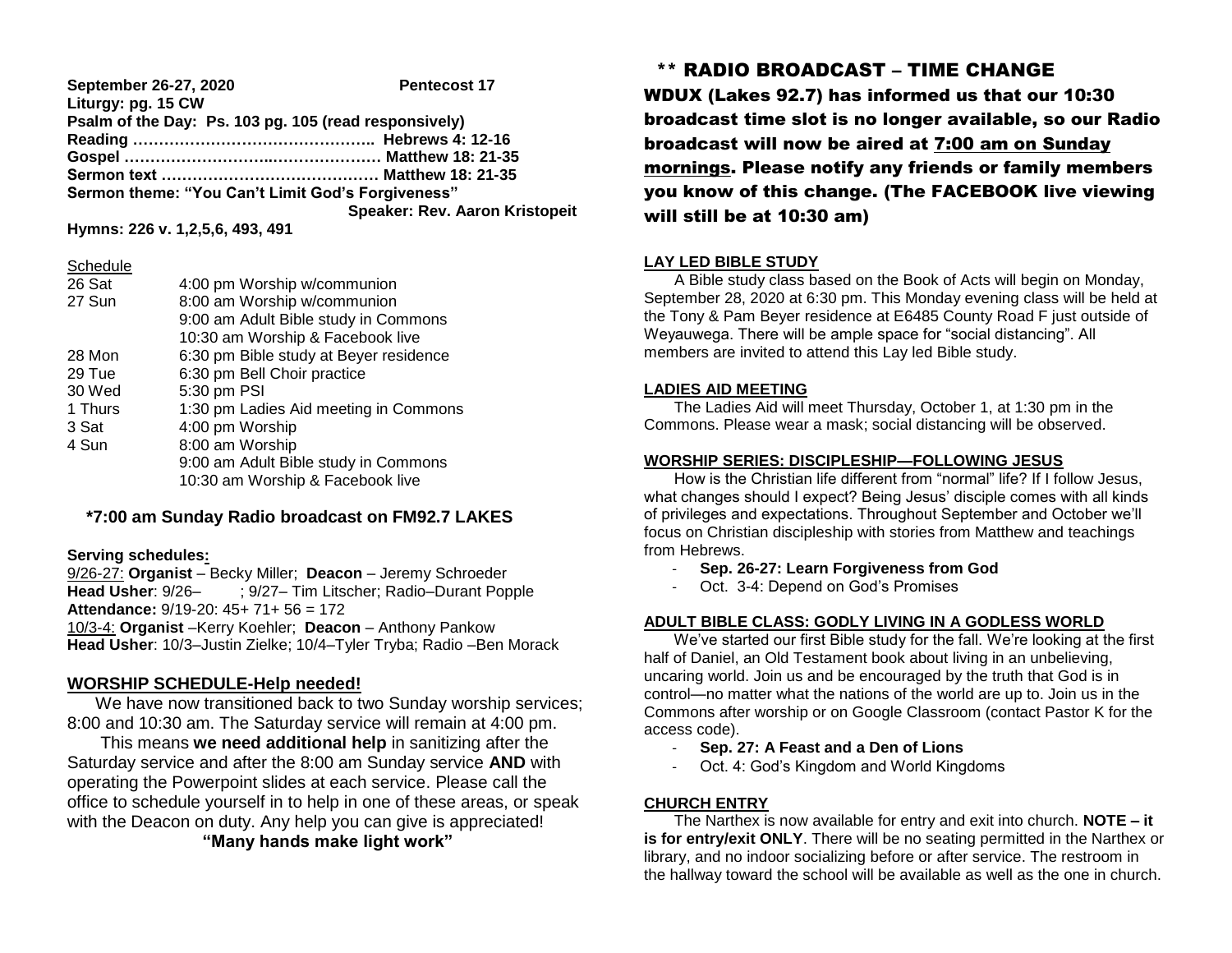**September 26-27, 2020** **Pentecost 17**

**Liturgy: pg. 15 CW**

**Psalm of the Day: Ps. 103 pg. 105 (read responsively)**

**Reading ……………………………………….. Hebrews 4: 12-16**

**Gospel ………………………..………………. Matthew 18: 21-35**

**Sermon text …………………………………… Matthew 18: 21-35**

**Sermon theme: "You Can't Limit God's Forgiveness"**

**Speaker: Rev. Aaron Kristopeit**

**Hymns: 226 v. 1,2,5,6, 493, 491**

Schedule

| | |
|---|---|
| 26 Sat | 4:00 pm Worship w/communion |
| 27 Sun | 8:00 am Worship w/communion |
| | 9:00 am Adult Bible study in Commons |
| | 10:30 am Worship & Facebook live |
| 28 Mon | 6:30 pm Bible study at Beyer residence |
| 29 Tue | 6:30 pm Bell Choir practice |
| 30 Wed | 5:30 pm PSI |
| 1 Thurs | 1:30 pm Ladies Aid meeting in Commons |
| 3 Sat | 4:00 pm Worship |
| 4 Sun | 8:00 am Worship |
| | 9:00 am Adult Bible study in Commons |
| | 10:30 am Worship & Facebook live |

**\*7:00 am Sunday Radio broadcast on FM92.7 LAKES**

**Serving schedules:**

9/26-27: **Organist** – Becky Miller; **Deacon** – Jeremy Schroeder

**Head Usher**: 9/26– ; 9/27– Tim Litscher; Radio–Durant Popple

**Attendance:** 9/19-20: 45+ 71+ 56 = 172

10/3-4: **Organist** –Kerry Koehler; **Deacon** – Anthony Pankow

**Head Usher**: 10/3–Justin Zielke; 10/4–Tyler Tryba; Radio –Ben Morack

## WORSHIP SCHEDULE-Help needed!

We have now transitioned back to two Sunday worship services; 8:00 and 10:30 am. The Saturday service will remain at 4:00 pm.

This means **we need additional help** in sanitizing after the Saturday service and after the 8:00 am Sunday service **AND** with operating the Powerpoint slides at each service. Please call the office to schedule yourself in to help in one of these areas, or speak with the Deacon on duty. Any help you can give is appreciated!

**"Many hands make light work"**

## \*\* RADIO BROADCAST – TIME CHANGE

**WDUX (Lakes 92.7) has informed us that our 10:30 broadcast time slot is no longer available, so our Radio broadcast will now be aired at 7:00 am on Sunday mornings. Please notify any friends or family members you know of this change. (The FACEBOOK live viewing will still be at 10:30 am)**

## LAY LED BIBLE STUDY

A Bible study class based on the Book of Acts will begin on Monday, September 28, 2020 at 6:30 pm. This Monday evening class will be held at the Tony & Pam Beyer residence at E6485 County Road F just outside of Weyauwega. There will be ample space for "social distancing". All members are invited to attend this Lay led Bible study.

## LADIES AID MEETING

The Ladies Aid will meet Thursday, October 1, at 1:30 pm in the Commons. Please wear a mask; social distancing will be observed.

## WORSHIP SERIES: DISCIPLESHIP—FOLLOWING JESUS

How is the Christian life different from "normal" life? If I follow Jesus, what changes should I expect? Being Jesus' disciple comes with all kinds of privileges and expectations. Throughout September and October we'll focus on Christian discipleship with stories from Matthew and teachings from Hebrews.

- **Sep. 26-27: Learn Forgiveness from God**
- Oct. 3-4: Depend on God's Promises

## ADULT BIBLE CLASS: GODLY LIVING IN A GODLESS WORLD

We've started our first Bible study for the fall. We're looking at the first half of Daniel, an Old Testament book about living in an unbelieving, uncaring world. Join us and be encouraged by the truth that God is in control—no matter what the nations of the world are up to. Join us in the Commons after worship or on Google Classroom (contact Pastor K for the access code).

- **Sep. 27: A Feast and a Den of Lions**
- Oct. 4: God's Kingdom and World Kingdoms

## CHURCH ENTRY

The Narthex is now available for entry and exit into church. **NOTE – it is for entry/exit ONLY**. There will be no seating permitted in the Narthex or library, and no indoor socializing before or after service. The restroom in the hallway toward the school will be available as well as the one in church.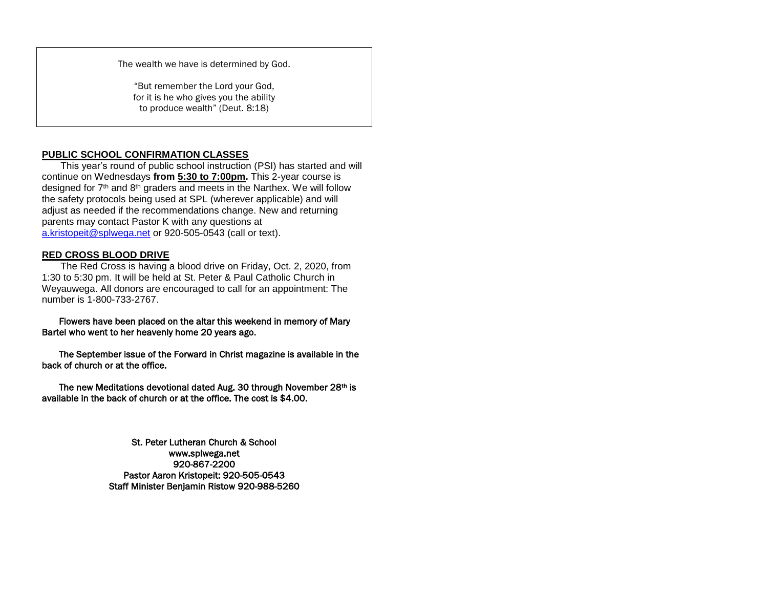The wealth we have is determined by God.

"But remember the Lord your God,
for it is he who gives you the ability
to produce wealth" (Deut. 8:18)

**PUBLIC SCHOOL CONFIRMATION CLASSES**

This year's round of public school instruction (PSI) has started and will continue on Wednesdays **from 5:30 to 7:00pm.** This 2-year course is designed for 7th and 8th graders and meets in the Narthex. We will follow the safety protocols being used at SPL (wherever applicable) and will adjust as needed if the recommendations change. New and returning parents may contact Pastor K with any questions at a.kristopeit@splwega.net or 920-505-0543 (call or text).

**RED CROSS BLOOD DRIVE**

The Red Cross is having a blood drive on Friday, Oct. 2, 2020, from 1:30 to 5:30 pm. It will be held at St. Peter & Paul Catholic Church in Weyauwega. All donors are encouraged to call for an appointment: The number is 1-800-733-2767.

Flowers have been placed on the altar this weekend in memory of Mary Bartel who went to her heavenly home 20 years ago.

The September issue of the Forward in Christ magazine is available in the back of church or at the office.

The new Meditations devotional dated Aug. 30 through November 28th is available in the back of church or at the office. The cost is $4.00.

St. Peter Lutheran Church & School
www.splwega.net
920-867-2200
Pastor Aaron Kristopeit: 920-505-0543
Staff Minister Benjamin Ristow 920-988-5260